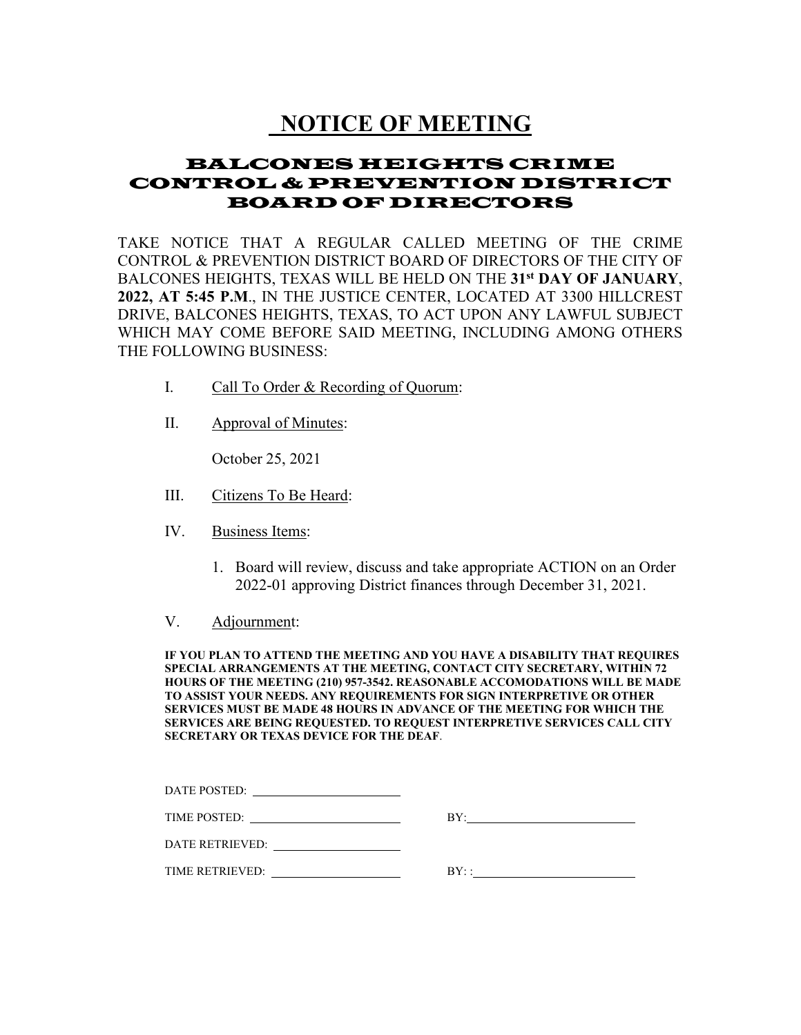# NOTICE OF MEETING

## BALCONES HEIGHTS CRIME CONTROL & PREVENTION DISTRICT BOARD OF DIRECTORS

TAKE NOTICE THAT A REGULAR CALLED MEETING OF THE CRIME CONTROL & PREVENTION DISTRICT BOARD OF DIRECTORS OF THE CITY OF BALCONES HEIGHTS, TEXAS WILL BE HELD ON THE **31st DAY OF JANUARY**, **2022, AT 5:45 P.M**., IN THE JUSTICE CENTER, LOCATED AT 3300 HILLCREST DRIVE, BALCONES HEIGHTS, TEXAS, TO ACT UPON ANY LAWFUL SUBJECT WHICH MAY COME BEFORE SAID MEETING, INCLUDING AMONG OTHERS THE FOLLOWING BUSINESS:

I. Call To Order & Recording of Quorum:

II. Approval of Minutes:

October 25, 2021

III. Citizens To Be Heard:

IV. Business Items:

1. Board will review, discuss and take appropriate ACTION on an Order 2022-01 approving District finances through December 31, 2021.

V. Adjournment:

**IF YOU PLAN TO ATTEND THE MEETING AND YOU HAVE A DISABILITY THAT REQUIRES SPECIAL ARRANGEMENTS AT THE MEETING, CONTACT CITY SECRETARY, WITHIN 72 HOURS OF THE MEETING (210) 957-3542. REASONABLE ACCOMODATIONS WILL BE MADE TO ASSIST YOUR NEEDS. ANY REQUIREMENTS FOR SIGN INTERPRETIVE OR OTHER SERVICES MUST BE MADE 48 HOURS IN ADVANCE OF THE MEETING FOR WHICH THE SERVICES ARE BEING REQUESTED. TO REQUEST INTERPRETIVE SERVICES CALL CITY SECRETARY OR TEXAS DEVICE FOR THE DEAF**.

DATE POSTED: ____________________

TIME POSTED: ____________________ BY: ____________________

DATE RETRIEVED: ____________________

TIME RETRIEVED: ____________________ BY: : ____________________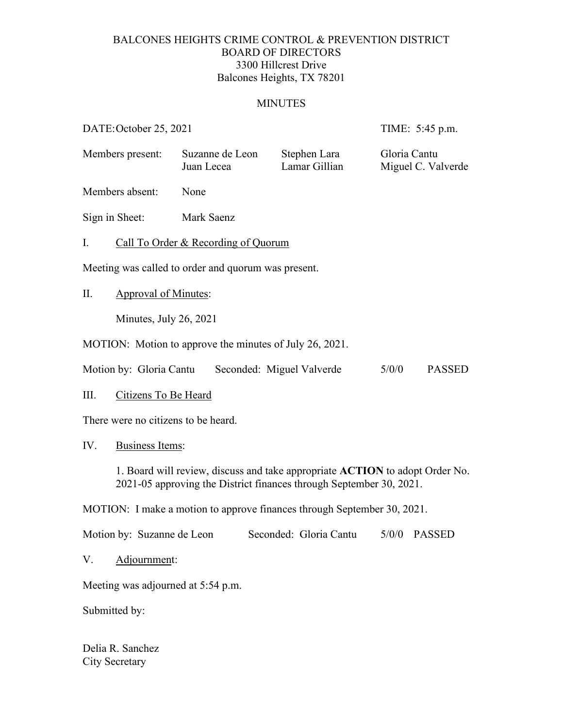BALCONES HEIGHTS CRIME CONTROL & PREVENTION DISTRICT
BOARD OF DIRECTORS
3300 Hillcrest Drive
Balcones Heights, TX 78201

MINUTES

DATE: October 25, 2021 TIME: 5:45 p.m.

| Members present: | Suzanne de Leon | Stephen Lara | Gloria Cantu |
|---|---|---|---|
| | Juan Lecea | Lamar Gillian | Miguel C. Valverde |

Members absent: None

Sign in Sheet: Mark Saenz

I. Call To Order & Recording of Quorum

Meeting was called to order and quorum was present.

II. Approval of Minutes:

Minutes, July 26, 2021

MOTION: Motion to approve the minutes of July 26, 2021.

Motion by: Gloria Cantu Seconded: Miguel Valverde 5/0/0 PASSED

III. Citizens To Be Heard

There were no citizens to be heard.

IV. Business Items:

1. Board will review, discuss and take appropriate **ACTION** to adopt Order No. 2021-05 approving the District finances through September 30, 2021.

MOTION: I make a motion to approve finances through September 30, 2021.

Motion by: Suzanne de Leon Seconded: Gloria Cantu 5/0/0 PASSED

V. Adjournment:

Meeting was adjourned at 5:54 p.m.

Submitted by:

Delia R. Sanchez
City Secretary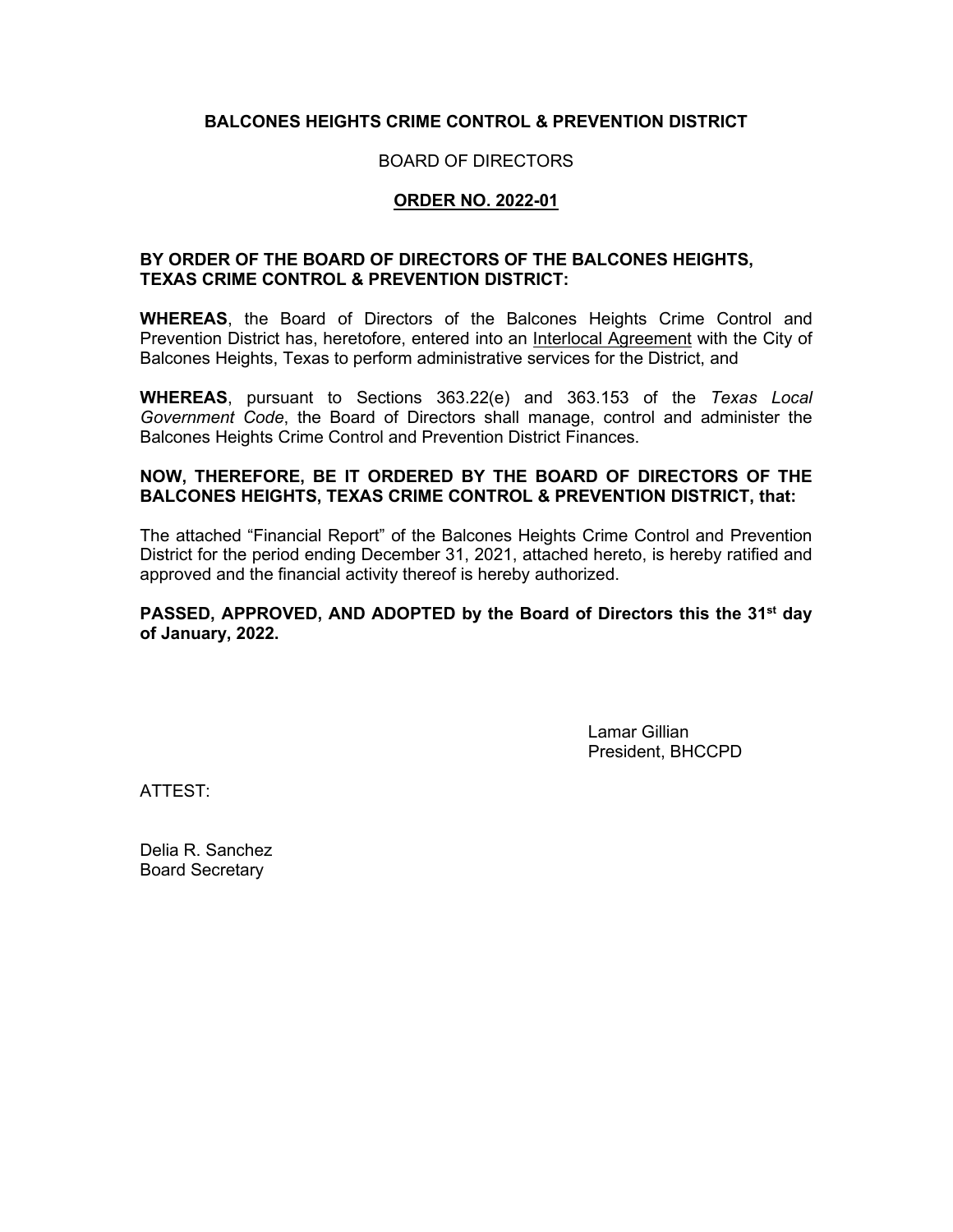**BALCONES HEIGHTS CRIME CONTROL & PREVENTION DISTRICT**

BOARD OF DIRECTORS

**ORDER NO. 2022-01**

**BY ORDER OF THE BOARD OF DIRECTORS OF THE BALCONES HEIGHTS, TEXAS CRIME CONTROL & PREVENTION DISTRICT:**

**WHEREAS**, the Board of Directors of the Balcones Heights Crime Control and Prevention District has, heretofore, entered into an Interlocal Agreement with the City of Balcones Heights, Texas to perform administrative services for the District, and

**WHEREAS**, pursuant to Sections 363.22(e) and 363.153 of the *Texas Local Government Code*, the Board of Directors shall manage, control and administer the Balcones Heights Crime Control and Prevention District Finances.

**NOW, THEREFORE, BE IT ORDERED BY THE BOARD OF DIRECTORS OF THE BALCONES HEIGHTS, TEXAS CRIME CONTROL & PREVENTION DISTRICT, that:**

The attached "Financial Report" of the Balcones Heights Crime Control and Prevention District for the period ending December 31, 2021, attached hereto, is hereby ratified and approved and the financial activity thereof is hereby authorized.

**PASSED, APPROVED, AND ADOPTED by the Board of Directors this the 31st day of January, 2022.**

Lamar Gillian
President, BHCCPD

ATTEST:

Delia R. Sanchez
Board Secretary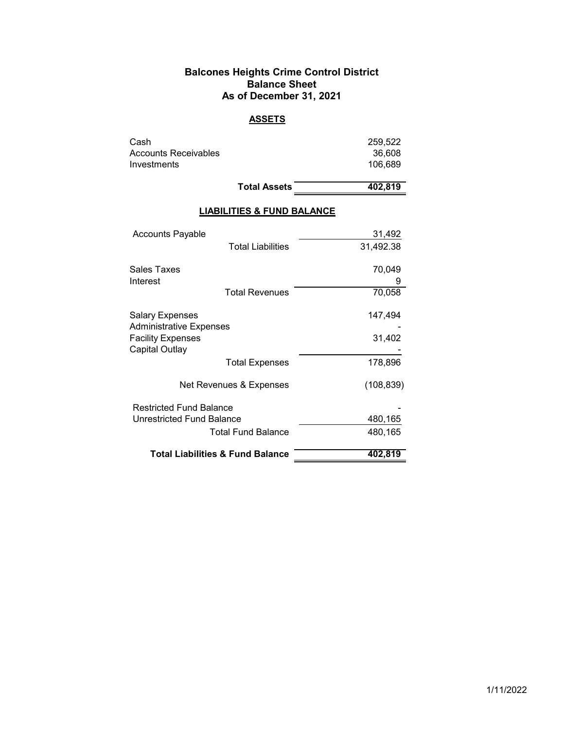# Balcones Heights Crime Control District
## Balance Sheet
## As of December 31, 2021

### ASSETS

| | |
|---|---|
| Cash | 259,522 |
| Accounts Receivables | 36,608 |
| Investments | 106,689 |
| **Total Assets** | **402,819** |

### LIABILITIES & FUND BALANCE

| | |
|---|---|
| Accounts Payable | 31,492 |
| Total Liabilities | 31,492.38 |
| | |
| Sales Taxes | 70,049 |
| Interest | 9 |
| Total Revenues | 70,058 |
| | |
| Salary Expenses | 147,494 |
| Administrative Expenses | - |
| Facility Expenses | 31,402 |
| Capital Outlay | - |
| Total Expenses | 178,896 |
| | |
| Net Revenues & Expenses | (108,839) |
| | |
| Restricted Fund Balance | - |
| Unrestricted Fund Balance | 480,165 |
| Total Fund Balance | 480,165 |
| | |
| **Total Liabilities & Fund Balance** | **402,819** |

1/11/2022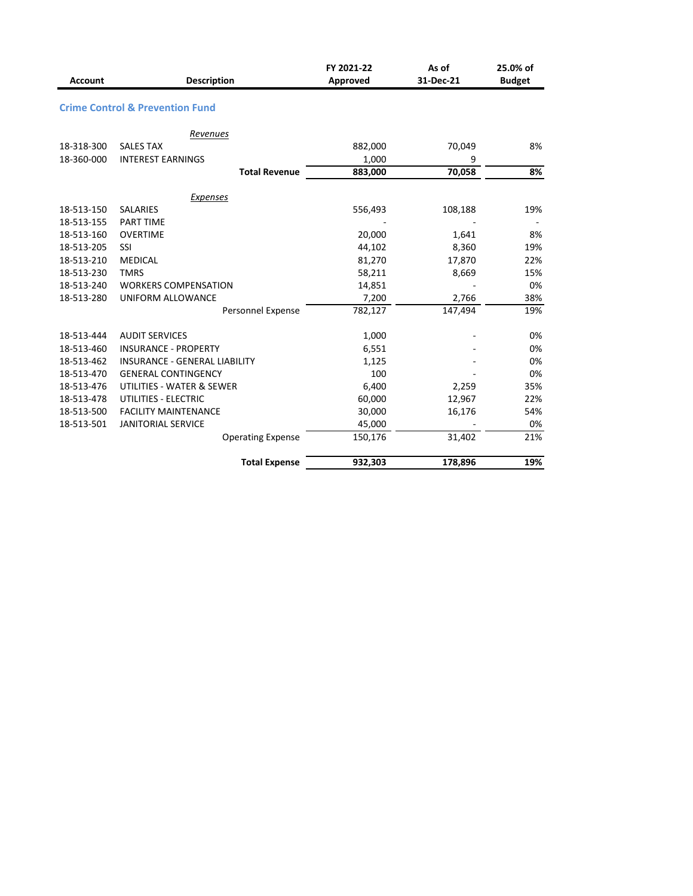| Account | Description | FY 2021-22 Approved | As of 31-Dec-21 | 25.0% of Budget |
|---|---|---|---|---|
| **Crime Control & Prevention Fund** | | | | |
| | *Revenues* | | | |
| 18-318-300 | SALES TAX | 882,000 | 70,049 | 8% |
| 18-360-000 | INTEREST EARNINGS | 1,000 | 9 | |
| | **Total Revenue** | **883,000** | **70,058** | **8%** |
| | *Expenses* | | | |
| 18-513-150 | SALARIES | 556,493 | 108,188 | 19% |
| 18-513-155 | PART TIME | - | - | - |
| 18-513-160 | OVERTIME | 20,000 | 1,641 | 8% |
| 18-513-205 | SSI | 44,102 | 8,360 | 19% |
| 18-513-210 | MEDICAL | 81,270 | 17,870 | 22% |
| 18-513-230 | TMRS | 58,211 | 8,669 | 15% |
| 18-513-240 | WORKERS COMPENSATION | 14,851 | - | 0% |
| 18-513-280 | UNIFORM ALLOWANCE | 7,200 | 2,766 | 38% |
| | Personnel Expense | 782,127 | 147,494 | 19% |
| 18-513-444 | AUDIT SERVICES | 1,000 | - | 0% |
| 18-513-460 | INSURANCE - PROPERTY | 6,551 | - | 0% |
| 18-513-462 | INSURANCE - GENERAL LIABILITY | 1,125 | - | 0% |
| 18-513-470 | GENERAL CONTINGENCY | 100 | - | 0% |
| 18-513-476 | UTILITIES - WATER & SEWER | 6,400 | 2,259 | 35% |
| 18-513-478 | UTILITIES - ELECTRIC | 60,000 | 12,967 | 22% |
| 18-513-500 | FACILITY MAINTENANCE | 30,000 | 16,176 | 54% |
| 18-513-501 | JANITORIAL SERVICE | 45,000 | - | 0% |
| | Operating Expense | 150,176 | 31,402 | 21% |
| | **Total Expense** | **932,303** | **178,896** | **19%** |